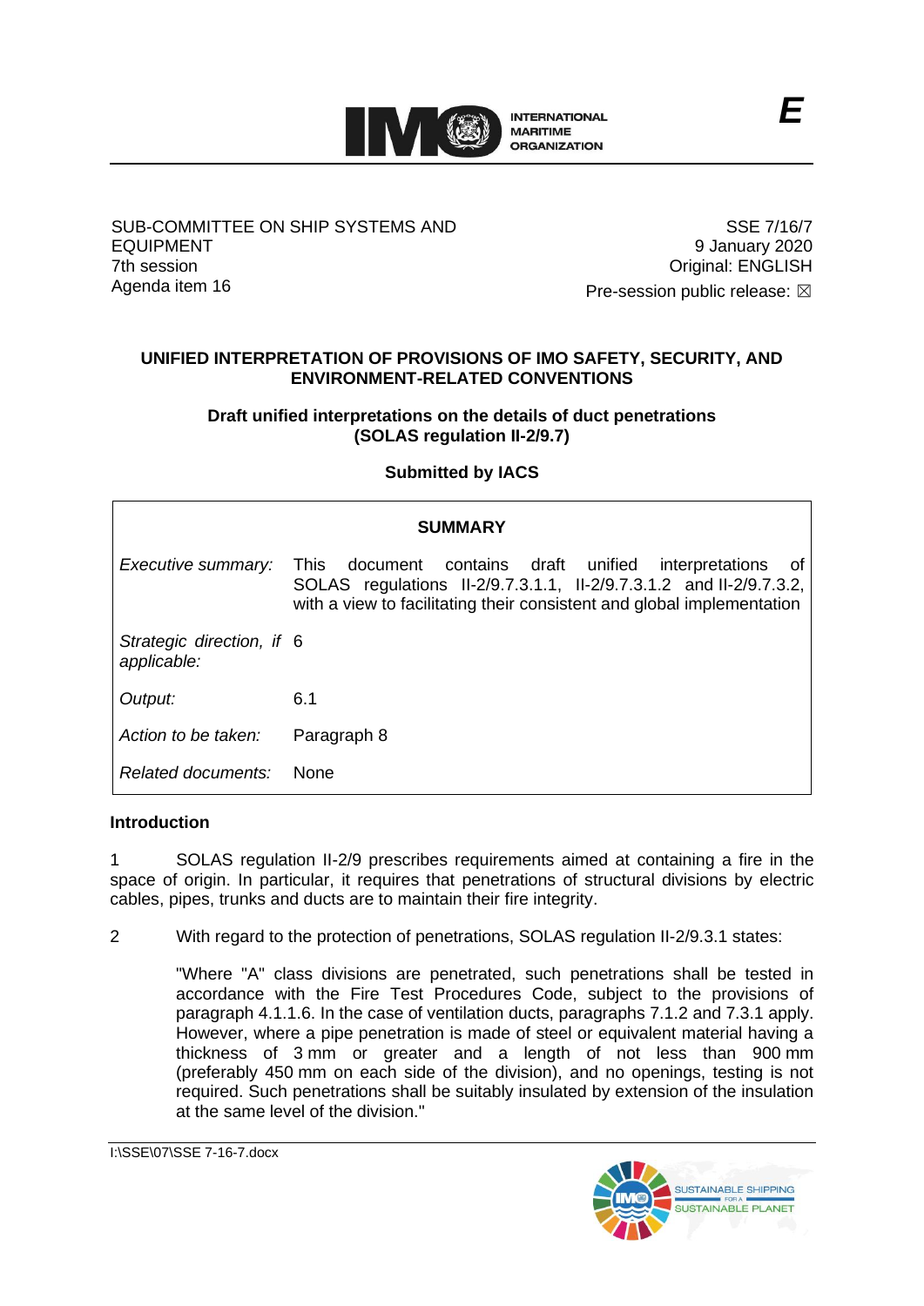E

SUB-COMMITTEE ON SHIP SYSTEMS AND EQUIPMENT
7th session
Agenda item 16

SSE 7/16/7
9 January 2020
Original: ENGLISH
Pre-session public release: ☒

## UNIFIED INTERPRETATION OF PROVISIONS OF IMO SAFETY, SECURITY, AND ENVIRONMENT-RELATED CONVENTIONS

### Draft unified interpretations on the details of duct penetrations (SOLAS regulation II-2/9.7)

### Submitted by IACS

| SUMMARY | |
|---|---|
| *Executive summary:* | This document contains draft unified interpretations of SOLAS regulations II-2/9.7.3.1.1, II-2/9.7.3.1.2 and II-2/9.7.3.2, with a view to facilitating their consistent and global implementation |
| *Strategic direction, if applicable:* | 6 |
| *Output:* | 6.1 |
| *Action to be taken:* | Paragraph 8 |
| *Related documents:* | None |

**Introduction**

1 SOLAS regulation II-2/9 prescribes requirements aimed at containing a fire in the space of origin. In particular, it requires that penetrations of structural divisions by electric cables, pipes, trunks and ducts are to maintain their fire integrity.

2 With regard to the protection of penetrations, SOLAS regulation II-2/9.3.1 states:

> "Where "A" class divisions are penetrated, such penetrations shall be tested in accordance with the Fire Test Procedures Code, subject to the provisions of paragraph 4.1.1.6. In the case of ventilation ducts, paragraphs 7.1.2 and 7.3.1 apply. However, where a pipe penetration is made of steel or equivalent material having a thickness of 3 mm or greater and a length of not less than 900 mm (preferably 450 mm on each side of the division), and no openings, testing is not required. Such penetrations shall be suitably insulated by extension of the insulation at the same level of the division."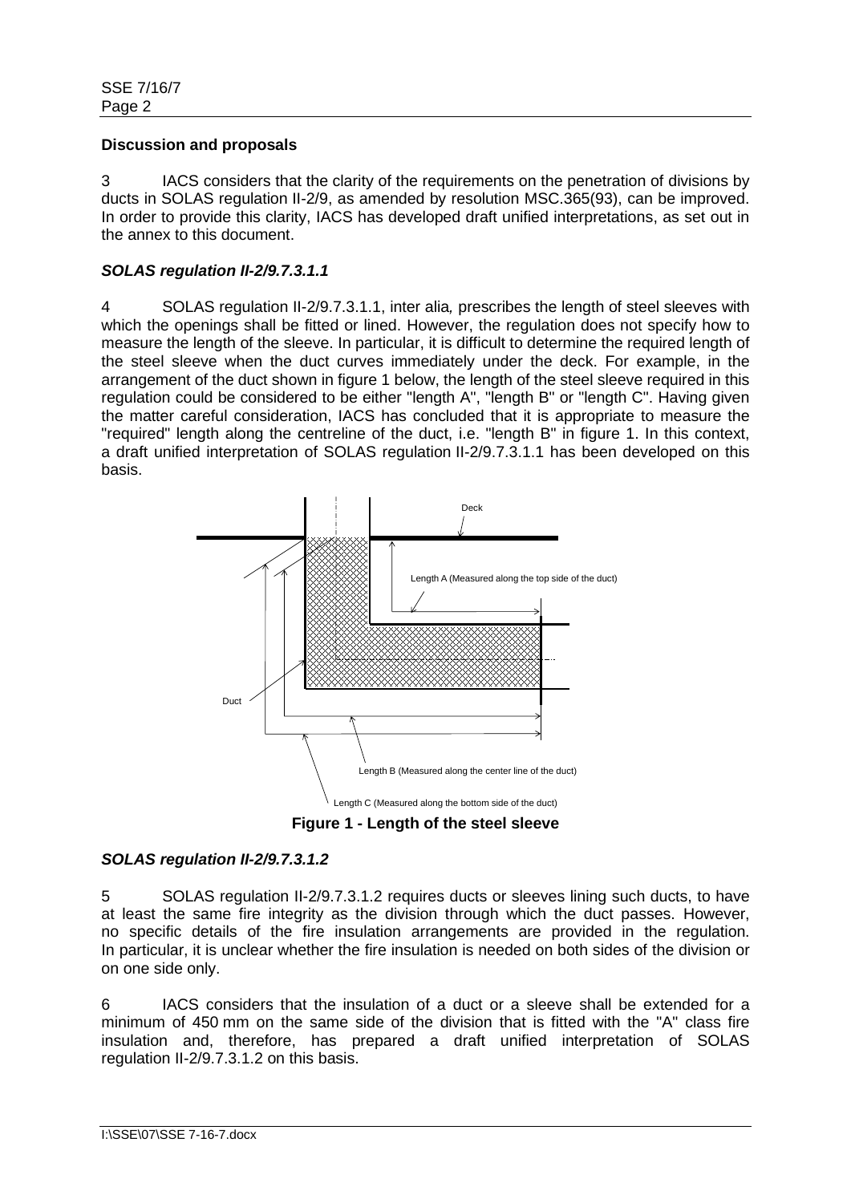## Discussion and proposals

3 IACS considers that the clarity of the requirements on the penetration of divisions by ducts in SOLAS regulation II-2/9, as amended by resolution MSC.365(93), can be improved. In order to provide this clarity, IACS has developed draft unified interpretations, as set out in the annex to this document.

### *SOLAS regulation II-2/9.7.3.1.1*

4 SOLAS regulation II-2/9.7.3.1.1, inter alia*,* prescribes the length of steel sleeves with which the openings shall be fitted or lined. However, the regulation does not specify how to measure the length of the sleeve. In particular, it is difficult to determine the required length of the steel sleeve when the duct curves immediately under the deck. For example, in the arrangement of the duct shown in figure 1 below, the length of the steel sleeve required in this regulation could be considered to be either "length A", "length B" or "length C". Having given the matter careful consideration, IACS has concluded that it is appropriate to measure the "required" length along the centreline of the duct, i.e. "length B" in figure 1. In this context, a draft unified interpretation of SOLAS regulation II-2/9.7.3.1.1 has been developed on this basis.

Deck

Length A (Measured along the top side of the duct)

Duct

Length B (Measured along the center line of the duct)

Length C (Measured along the bottom side of the duct)

**Figure 1 - Length of the steel sleeve**

### *SOLAS regulation II-2/9.7.3.1.2*

5 SOLAS regulation II-2/9.7.3.1.2 requires ducts or sleeves lining such ducts, to have at least the same fire integrity as the division through which the duct passes. However, no specific details of the fire insulation arrangements are provided in the regulation. In particular, it is unclear whether the fire insulation is needed on both sides of the division or on one side only.

6 IACS considers that the insulation of a duct or a sleeve shall be extended for a minimum of 450 mm on the same side of the division that is fitted with the "A" class fire insulation and, therefore, has prepared a draft unified interpretation of SOLAS regulation II-2/9.7.3.1.2 on this basis.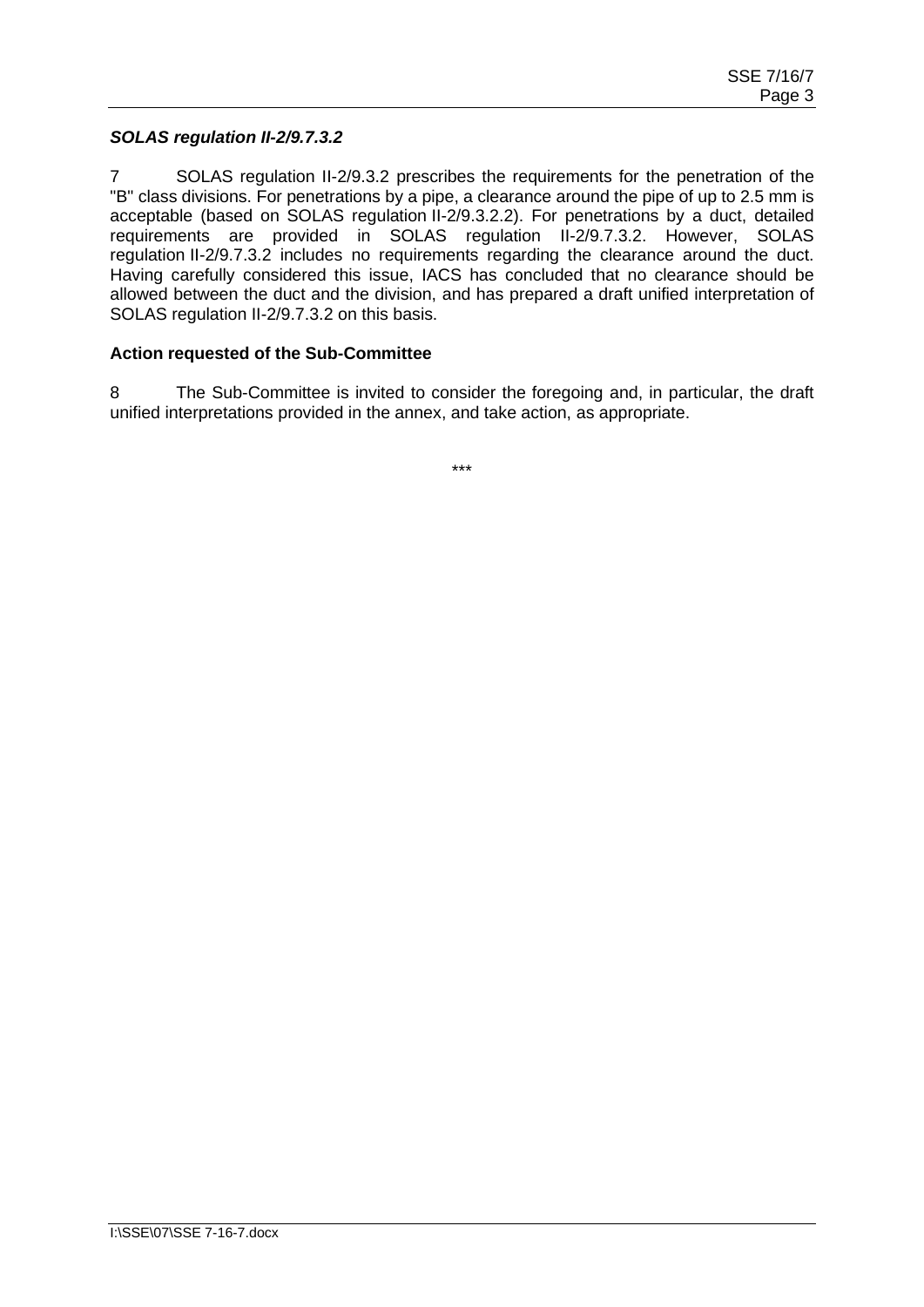***SOLAS regulation II-2/9.7.3.2***

7 SOLAS regulation II-2/9.3.2 prescribes the requirements for the penetration of the "B" class divisions. For penetrations by a pipe, a clearance around the pipe of up to 2.5 mm is acceptable (based on SOLAS regulation II-2/9.3.2.2). For penetrations by a duct, detailed requirements are provided in SOLAS regulation II-2/9.7.3.2. However, SOLAS regulation II-2/9.7.3.2 includes no requirements regarding the clearance around the duct. Having carefully considered this issue, IACS has concluded that no clearance should be allowed between the duct and the division, and has prepared a draft unified interpretation of SOLAS regulation II-2/9.7.3.2 on this basis.

**Action requested of the Sub-Committee**

8 The Sub-Committee is invited to consider the foregoing and, in particular, the draft unified interpretations provided in the annex, and take action, as appropriate.

***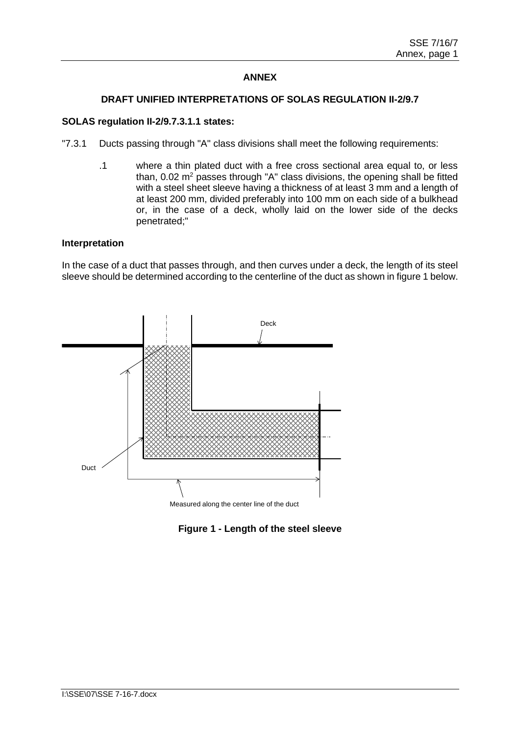# ANNEX

## DRAFT UNIFIED INTERPRETATIONS OF SOLAS REGULATION II-2/9.7

**SOLAS regulation II-2/9.7.3.1.1 states:**

"7.3.1 Ducts passing through "A" class divisions shall meet the following requirements:

.1 where a thin plated duct with a free cross sectional area equal to, or less than, 0.02 $m^2$ passes through "A" class divisions, the opening shall be fitted with a steel sheet sleeve having a thickness of at least 3 mm and a length of at least 200 mm, divided preferably into 100 mm on each side of a bulkhead or, in the case of a deck, wholly laid on the lower side of the decks penetrated;"

**Interpretation**

In the case of a duct that passes through, and then curves under a deck, the length of its steel sleeve should be determined according to the centerline of the duct as shown in figure 1 below.

Deck

Duct

Measured along the center line of the duct

**Figure 1 - Length of the steel sleeve**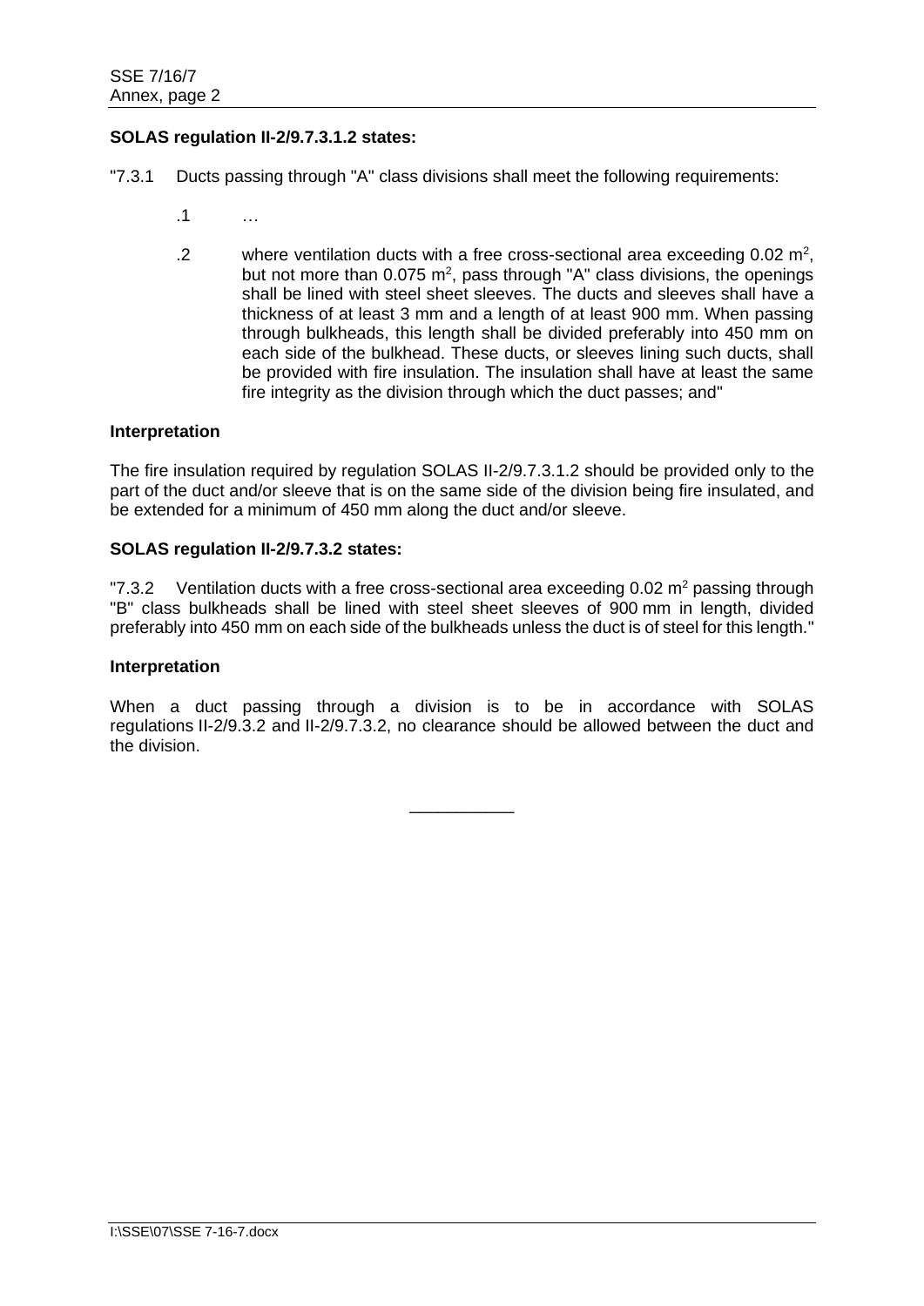**SOLAS regulation II-2/9.7.3.1.2 states:**

"7.3.1 Ducts passing through "A" class divisions shall meet the following requirements:

.1 …

.2 where ventilation ducts with a free cross-sectional area exceeding 0.02 $m^2$, but not more than 0.075 $m^2$, pass through "A" class divisions, the openings shall be lined with steel sheet sleeves. The ducts and sleeves shall have a thickness of at least 3 mm and a length of at least 900 mm. When passing through bulkheads, this length shall be divided preferably into 450 mm on each side of the bulkhead. These ducts, or sleeves lining such ducts, shall be provided with fire insulation. The insulation shall have at least the same fire integrity as the division through which the duct passes; and"

**Interpretation**

The fire insulation required by regulation SOLAS II-2/9.7.3.1.2 should be provided only to the part of the duct and/or sleeve that is on the same side of the division being fire insulated, and be extended for a minimum of 450 mm along the duct and/or sleeve.

**SOLAS regulation II-2/9.7.3.2 states:**

"7.3.2 Ventilation ducts with a free cross-sectional area exceeding 0.02 $m^2$ passing through "B" class bulkheads shall be lined with steel sheet sleeves of 900 mm in length, divided preferably into 450 mm on each side of the bulkheads unless the duct is of steel for this length."

**Interpretation**

When a duct passing through a division is to be in accordance with SOLAS regulations II-2/9.3.2 and II-2/9.7.3.2, no clearance should be allowed between the duct and the division.

___________